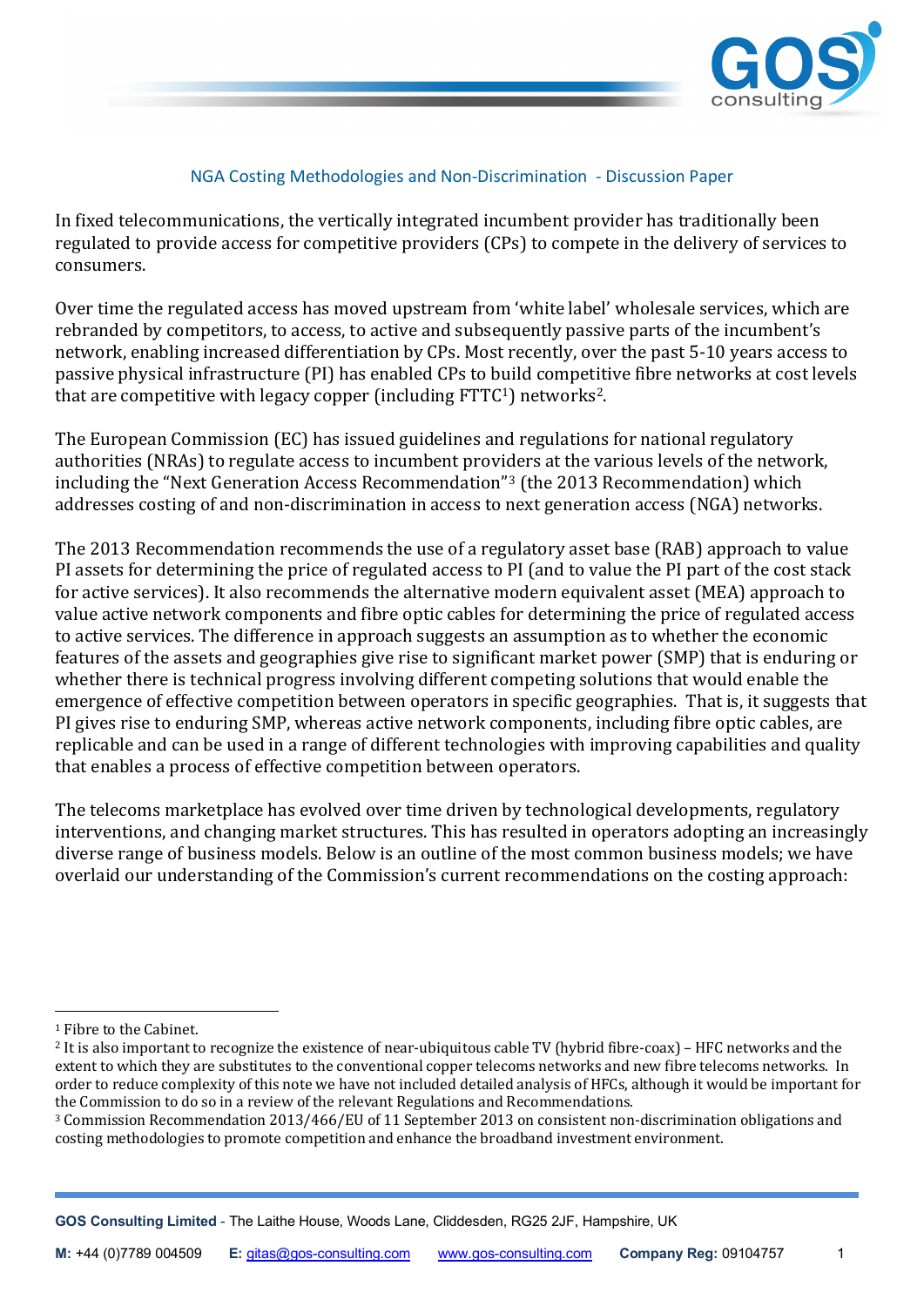## NGA Costing Methodologies and Non-Discrimination - Discussion Paper

In fixed telecommunications, the vertically integrated incumbent provider has traditionally been regulated to provide access for competitive providers (CPs) to compete in the delivery of services to consumers.

Over time the regulated access has moved upstream from 'white label' wholesale services, which are rebranded by competitors, to access, to active and subsequently passive parts of the incumbent's network, enabling increased differentiation by CPs. Most recently, over the past 5-10 years access to passive physical infrastructure (PI) has enabled CPs to build competitive fibre networks at cost levels that are competitive with legacy copper (including FTTC[1]) networks[2].

The European Commission (EC) has issued guidelines and regulations for national regulatory authorities (NRAs) to regulate access to incumbent providers at the various levels of the network, including the "Next Generation Access Recommendation"[3] (the 2013 Recommendation) which addresses costing of and non-discrimination in access to next generation access (NGA) networks.

The 2013 Recommendation recommends the use of a regulatory asset base (RAB) approach to value PI assets for determining the price of regulated access to PI (and to value the PI part of the cost stack for active services). It also recommends the alternative modern equivalent asset (MEA) approach to value active network components and fibre optic cables for determining the price of regulated access to active services. The difference in approach suggests an assumption as to whether the economic features of the assets and geographies give rise to significant market power (SMP) that is enduring or whether there is technical progress involving different competing solutions that would enable the emergence of effective competition between operators in specific geographies. That is, it suggests that PI gives rise to enduring SMP, whereas active network components, including fibre optic cables, are replicable and can be used in a range of different technologies with improving capabilities and quality that enables a process of effective competition between operators.

The telecoms marketplace has evolved over time driven by technological developments, regulatory interventions, and changing market structures. This has resulted in operators adopting an increasingly diverse range of business models. Below is an outline of the most common business models; we have overlaid our understanding of the Commission's current recommendations on the costing approach:

---

[1] Fibre to the Cabinet.

[2] It is also important to recognize the existence of near-ubiquitous cable TV (hybrid fibre-coax) – HFC networks and the extent to which they are substitutes to the conventional copper telecoms networks and new fibre telecoms networks. In order to reduce complexity of this note we have not included detailed analysis of HFCs, although it would be important for the Commission to do so in a review of the relevant Regulations and Recommendations.

[3] Commission Recommendation 2013/466/EU of 11 September 2013 on consistent non-discrimination obligations and costing methodologies to promote competition and enhance the broadband investment environment.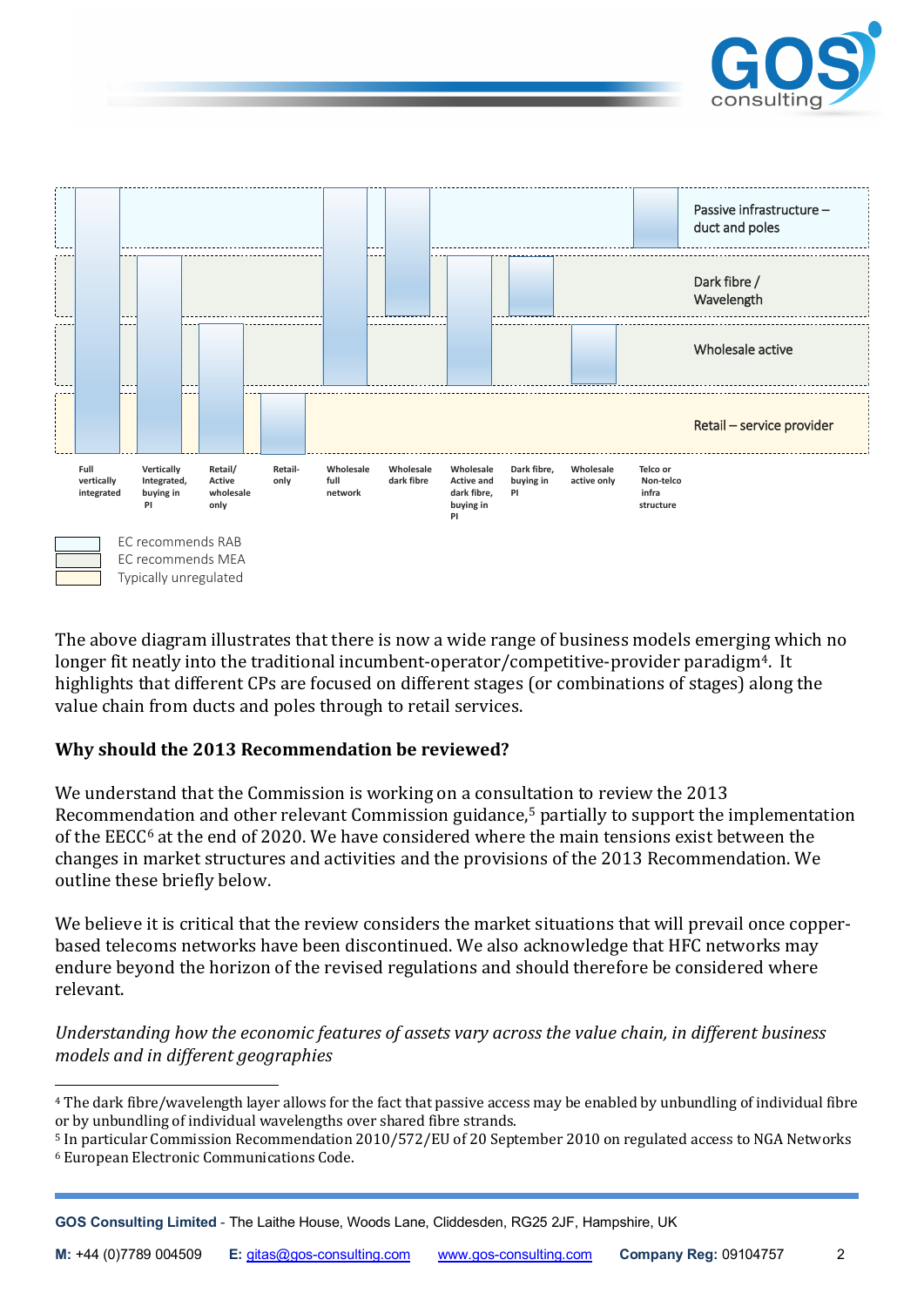Passive infrastructure – duct and poles

Dark fibre / Wavelength

Wholesale active

Retail – service provider

Full vertically integrated

Vertically Integrated, buying in PI

Retail/ Active wholesale only

Retail-only

Wholesale full network

Wholesale dark fibre

Wholesale Active and dark fibre, buying in PI

Dark fibre, buying in PI

Wholesale active only

Telco or Non-telco infra structure

EC recommends RAB

EC recommends MEA

Typically unregulated

The above diagram illustrates that there is now a wide range of business models emerging which no longer fit neatly into the traditional incumbent-operator/competitive-provider paradigm[4]. It highlights that different CPs are focused on different stages (or combinations of stages) along the value chain from ducts and poles through to retail services.

**Why should the 2013 Recommendation be reviewed?**

We understand that the Commission is working on a consultation to review the 2013 Recommendation and other relevant Commission guidance,[5] partially to support the implementation of the EECC[6] at the end of 2020. We have considered where the main tensions exist between the changes in market structures and activities and the provisions of the 2013 Recommendation. We outline these briefly below.

We believe it is critical that the review considers the market situations that will prevail once copper-based telecoms networks have been discontinued. We also acknowledge that HFC networks may endure beyond the horizon of the revised regulations and should therefore be considered where relevant.

*Understanding how the economic features of assets vary across the value chain, in different business models and in different geographies*

---

[4] The dark fibre/wavelength layer allows for the fact that passive access may be enabled by unbundling of individual fibre or by unbundling of individual wavelengths over shared fibre strands.

[5] In particular Commission Recommendation 2010/572/EU of 20 September 2010 on regulated access to NGA Networks

[6] European Electronic Communications Code.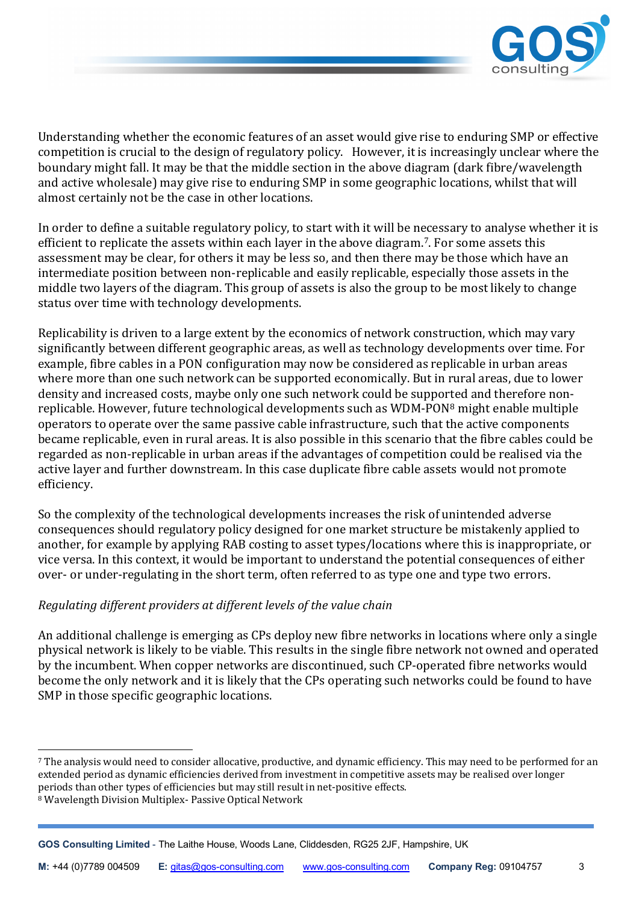Understanding whether the economic features of an asset would give rise to enduring SMP or effective competition is crucial to the design of regulatory policy. However, it is increasingly unclear where the boundary might fall. It may be that the middle section in the above diagram (dark fibre/wavelength and active wholesale) may give rise to enduring SMP in some geographic locations, whilst that will almost certainly not be the case in other locations.

In order to define a suitable regulatory policy, to start with it will be necessary to analyse whether it is efficient to replicate the assets within each layer in the above diagram.[7]. For some assets this assessment may be clear, for others it may be less so, and then there may be those which have an intermediate position between non-replicable and easily replicable, especially those assets in the middle two layers of the diagram. This group of assets is also the group to be most likely to change status over time with technology developments.

Replicability is driven to a large extent by the economics of network construction, which may vary significantly between different geographic areas, as well as technology developments over time. For example, fibre cables in a PON configuration may now be considered as replicable in urban areas where more than one such network can be supported economically. But in rural areas, due to lower density and increased costs, maybe only one such network could be supported and therefore non-replicable. However, future technological developments such as WDM-PON[8] might enable multiple operators to operate over the same passive cable infrastructure, such that the active components became replicable, even in rural areas. It is also possible in this scenario that the fibre cables could be regarded as non-replicable in urban areas if the advantages of competition could be realised via the active layer and further downstream. In this case duplicate fibre cable assets would not promote efficiency.

So the complexity of the technological developments increases the risk of unintended adverse consequences should regulatory policy designed for one market structure be mistakenly applied to another, for example by applying RAB costing to asset types/locations where this is inappropriate, or vice versa. In this context, it would be important to understand the potential consequences of either over- or under-regulating in the short term, often referred to as type one and type two errors.

*Regulating different providers at different levels of the value chain*

An additional challenge is emerging as CPs deploy new fibre networks in locations where only a single physical network is likely to be viable. This results in the single fibre network not owned and operated by the incumbent. When copper networks are discontinued, such CP-operated fibre networks would become the only network and it is likely that the CPs operating such networks could be found to have SMP in those specific geographic locations.

---

[7] The analysis would need to consider allocative, productive, and dynamic efficiency. This may need to be performed for an extended period as dynamic efficiencies derived from investment in competitive assets may be realised over longer periods than other types of efficiencies but may still result in net-positive effects.

[8] Wavelength Division Multiplex- Passive Optical Network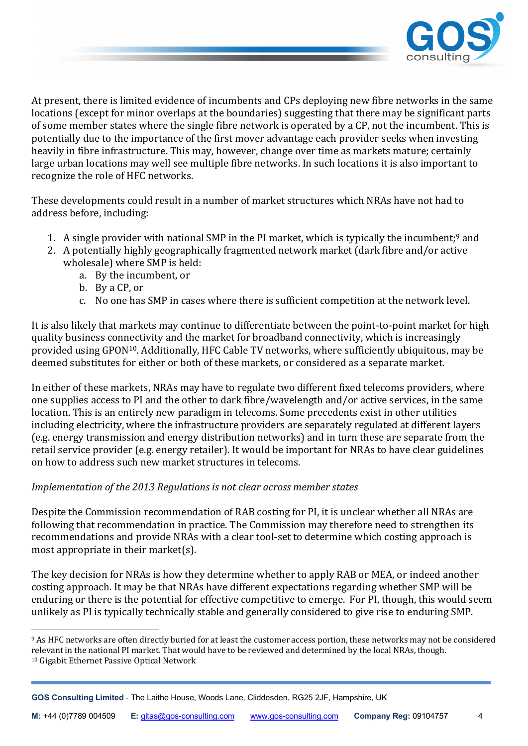At present, there is limited evidence of incumbents and CPs deploying new fibre networks in the same locations (except for minor overlaps at the boundaries) suggesting that there may be significant parts of some member states where the single fibre network is operated by a CP, not the incumbent. This is potentially due to the importance of the first mover advantage each provider seeks when investing heavily in fibre infrastructure. This may, however, change over time as markets mature; certainly large urban locations may well see multiple fibre networks. In such locations it is also important to recognize the role of HFC networks.

These developments could result in a number of market structures which NRAs have not had to address before, including:

1. A single provider with national SMP in the PI market, which is typically the incumbent;[9] and
2. A potentially highly geographically fragmented network market (dark fibre and/or active wholesale) where SMP is held:
    a. By the incumbent, or
    b. By a CP, or
    c. No one has SMP in cases where there is sufficient competition at the network level.

It is also likely that markets may continue to differentiate between the point-to-point market for high quality business connectivity and the market for broadband connectivity, which is increasingly provided using GPON[10]. Additionally, HFC Cable TV networks, where sufficiently ubiquitous, may be deemed substitutes for either or both of these markets, or considered as a separate market.

In either of these markets, NRAs may have to regulate two different fixed telecoms providers, where one supplies access to PI and the other to dark fibre/wavelength and/or active services, in the same location. This is an entirely new paradigm in telecoms. Some precedents exist in other utilities including electricity, where the infrastructure providers are separately regulated at different layers (e.g. energy transmission and energy distribution networks) and in turn these are separate from the retail service provider (e.g. energy retailer). It would be important for NRAs to have clear guidelines on how to address such new market structures in telecoms.

*Implementation of the 2013 Regulations is not clear across member states*

Despite the Commission recommendation of RAB costing for PI, it is unclear whether all NRAs are following that recommendation in practice. The Commission may therefore need to strengthen its recommendations and provide NRAs with a clear tool-set to determine which costing approach is most appropriate in their market(s).

The key decision for NRAs is how they determine whether to apply RAB or MEA, or indeed another costing approach. It may be that NRAs have different expectations regarding whether SMP will be enduring or there is the potential for effective competitive to emerge. For PI, though, this would seem unlikely as PI is typically technically stable and generally considered to give rise to enduring SMP.

---

[9] As HFC networks are often directly buried for at least the customer access portion, these networks may not be considered relevant in the national PI market. That would have to be reviewed and determined by the local NRAs, though.

[10] Gigabit Ethernet Passive Optical Network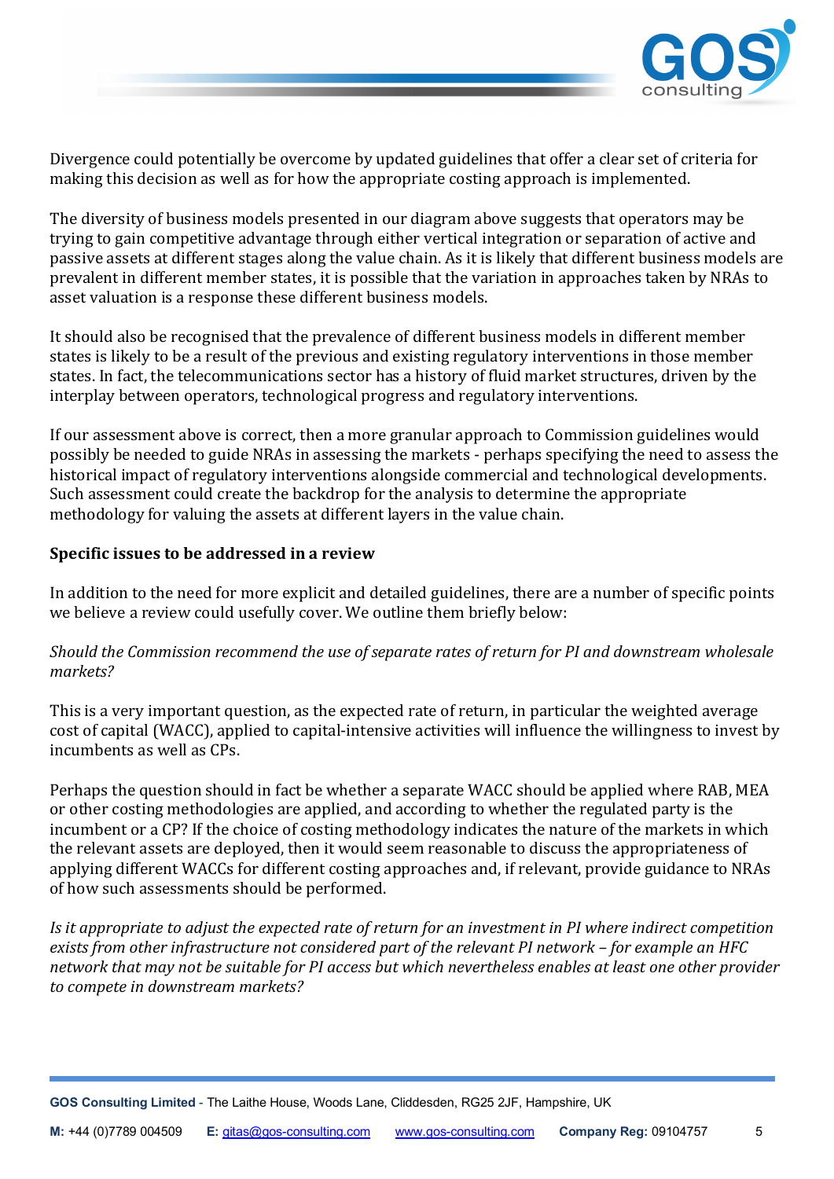Divergence could potentially be overcome by updated guidelines that offer a clear set of criteria for making this decision as well as for how the appropriate costing approach is implemented.

The diversity of business models presented in our diagram above suggests that operators may be trying to gain competitive advantage through either vertical integration or separation of active and passive assets at different stages along the value chain. As it is likely that different business models are prevalent in different member states, it is possible that the variation in approaches taken by NRAs to asset valuation is a response these different business models.

It should also be recognised that the prevalence of different business models in different member states is likely to be a result of the previous and existing regulatory interventions in those member states. In fact, the telecommunications sector has a history of fluid market structures, driven by the interplay between operators, technological progress and regulatory interventions.

If our assessment above is correct, then a more granular approach to Commission guidelines would possibly be needed to guide NRAs in assessing the markets - perhaps specifying the need to assess the historical impact of regulatory interventions alongside commercial and technological developments. Such assessment could create the backdrop for the analysis to determine the appropriate methodology for valuing the assets at different layers in the value chain.

**Specific issues to be addressed in a review**

In addition to the need for more explicit and detailed guidelines, there are a number of specific points we believe a review could usefully cover. We outline them briefly below:

*Should the Commission recommend the use of separate rates of return for PI and downstream wholesale markets?*

This is a very important question, as the expected rate of return, in particular the weighted average cost of capital (WACC), applied to capital-intensive activities will influence the willingness to invest by incumbents as well as CPs.

Perhaps the question should in fact be whether a separate WACC should be applied where RAB, MEA or other costing methodologies are applied, and according to whether the regulated party is the incumbent or a CP? If the choice of costing methodology indicates the nature of the markets in which the relevant assets are deployed, then it would seem reasonable to discuss the appropriateness of applying different WACCs for different costing approaches and, if relevant, provide guidance to NRAs of how such assessments should be performed.

*Is it appropriate to adjust the expected rate of return for an investment in PI where indirect competition exists from other infrastructure not considered part of the relevant PI network – for example an HFC network that may not be suitable for PI access but which nevertheless enables at least one other provider to compete in downstream markets?*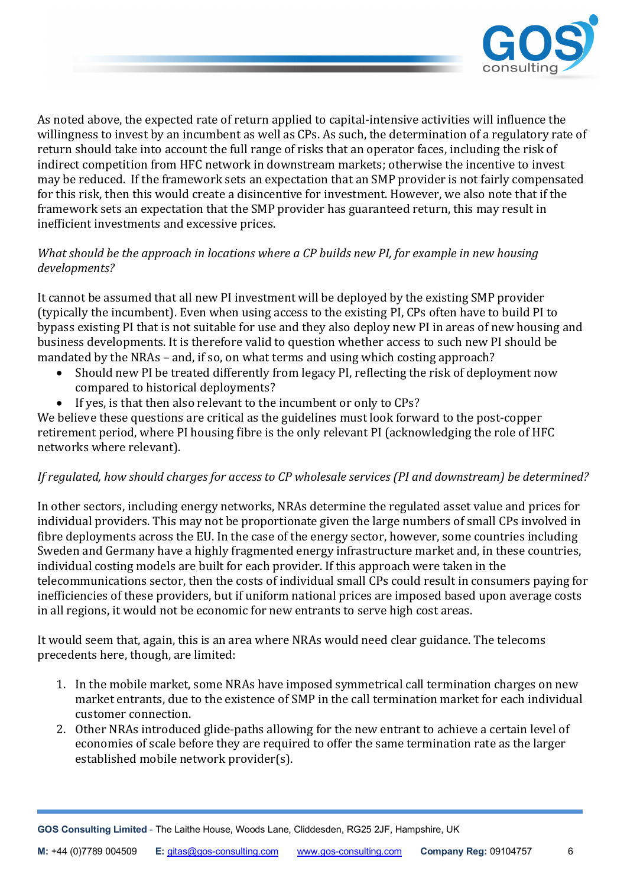As noted above, the expected rate of return applied to capital-intensive activities will influence the willingness to invest by an incumbent as well as CPs. As such, the determination of a regulatory rate of return should take into account the full range of risks that an operator faces, including the risk of indirect competition from HFC network in downstream markets; otherwise the incentive to invest may be reduced. If the framework sets an expectation that an SMP provider is not fairly compensated for this risk, then this would create a disincentive for investment. However, we also note that if the framework sets an expectation that the SMP provider has guaranteed return, this may result in inefficient investments and excessive prices.

*What should be the approach in locations where a CP builds new PI, for example in new housing developments?*

It cannot be assumed that all new PI investment will be deployed by the existing SMP provider (typically the incumbent). Even when using access to the existing PI, CPs often have to build PI to bypass existing PI that is not suitable for use and they also deploy new PI in areas of new housing and business developments. It is therefore valid to question whether access to such new PI should be mandated by the NRAs – and, if so, on what terms and using which costing approach?

- Should new PI be treated differently from legacy PI, reflecting the risk of deployment now compared to historical deployments?
- If yes, is that then also relevant to the incumbent or only to CPs?

We believe these questions are critical as the guidelines must look forward to the post-copper retirement period, where PI housing fibre is the only relevant PI (acknowledging the role of HFC networks where relevant).

*If regulated, how should charges for access to CP wholesale services (PI and downstream) be determined?*

In other sectors, including energy networks, NRAs determine the regulated asset value and prices for individual providers. This may not be proportionate given the large numbers of small CPs involved in fibre deployments across the EU. In the case of the energy sector, however, some countries including Sweden and Germany have a highly fragmented energy infrastructure market and, in these countries, individual costing models are built for each provider. If this approach were taken in the telecommunications sector, then the costs of individual small CPs could result in consumers paying for inefficiencies of these providers, but if uniform national prices are imposed based upon average costs in all regions, it would not be economic for new entrants to serve high cost areas.

It would seem that, again, this is an area where NRAs would need clear guidance. The telecoms precedents here, though, are limited:

1. In the mobile market, some NRAs have imposed symmetrical call termination charges on new market entrants, due to the existence of SMP in the call termination market for each individual customer connection.
2. Other NRAs introduced glide-paths allowing for the new entrant to achieve a certain level of economies of scale before they are required to offer the same termination rate as the larger established mobile network provider(s).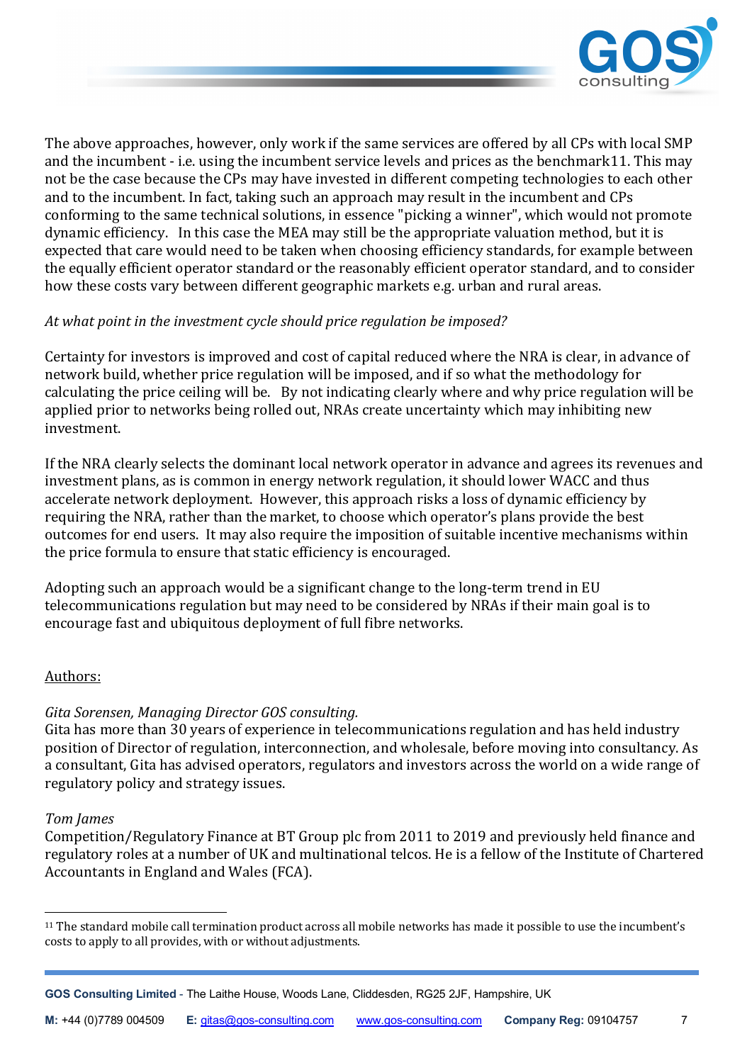The above approaches, however, only work if the same services are offered by all CPs with local SMP and the incumbent - i.e. using the incumbent service levels and prices as the benchmark[11]. This may not be the case because the CPs may have invested in different competing technologies to each other and to the incumbent. In fact, taking such an approach may result in the incumbent and CPs conforming to the same technical solutions, in essence "picking a winner", which would not promote dynamic efficiency. In this case the MEA may still be the appropriate valuation method, but it is expected that care would need to be taken when choosing efficiency standards, for example between the equally efficient operator standard or the reasonably efficient operator standard, and to consider how these costs vary between different geographic markets e.g. urban and rural areas.

*At what point in the investment cycle should price regulation be imposed?*

Certainty for investors is improved and cost of capital reduced where the NRA is clear, in advance of network build, whether price regulation will be imposed, and if so what the methodology for calculating the price ceiling will be. By not indicating clearly where and why price regulation will be applied prior to networks being rolled out, NRAs create uncertainty which may inhibiting new investment.

If the NRA clearly selects the dominant local network operator in advance and agrees its revenues and investment plans, as is common in energy network regulation, it should lower WACC and thus accelerate network deployment. However, this approach risks a loss of dynamic efficiency by requiring the NRA, rather than the market, to choose which operator's plans provide the best outcomes for end users. It may also require the imposition of suitable incentive mechanisms within the price formula to ensure that static efficiency is encouraged.

Adopting such an approach would be a significant change to the long-term trend in EU telecommunications regulation but may need to be considered by NRAs if their main goal is to encourage fast and ubiquitous deployment of full fibre networks.

<u>Authors:</u>

*Gita Sorensen, Managing Director GOS consulting.*
Gita has more than 30 years of experience in telecommunications regulation and has held industry position of Director of regulation, interconnection, and wholesale, before moving into consultancy. As a consultant, Gita has advised operators, regulators and investors across the world on a wide range of regulatory policy and strategy issues.

*Tom James*
Competition/Regulatory Finance at BT Group plc from 2011 to 2019 and previously held finance and regulatory roles at a number of UK and multinational telcos. He is a fellow of the Institute of Chartered Accountants in England and Wales (FCA).

[11] The standard mobile call termination product across all mobile networks has made it possible to use the incumbent's costs to apply to all provides, with or without adjustments.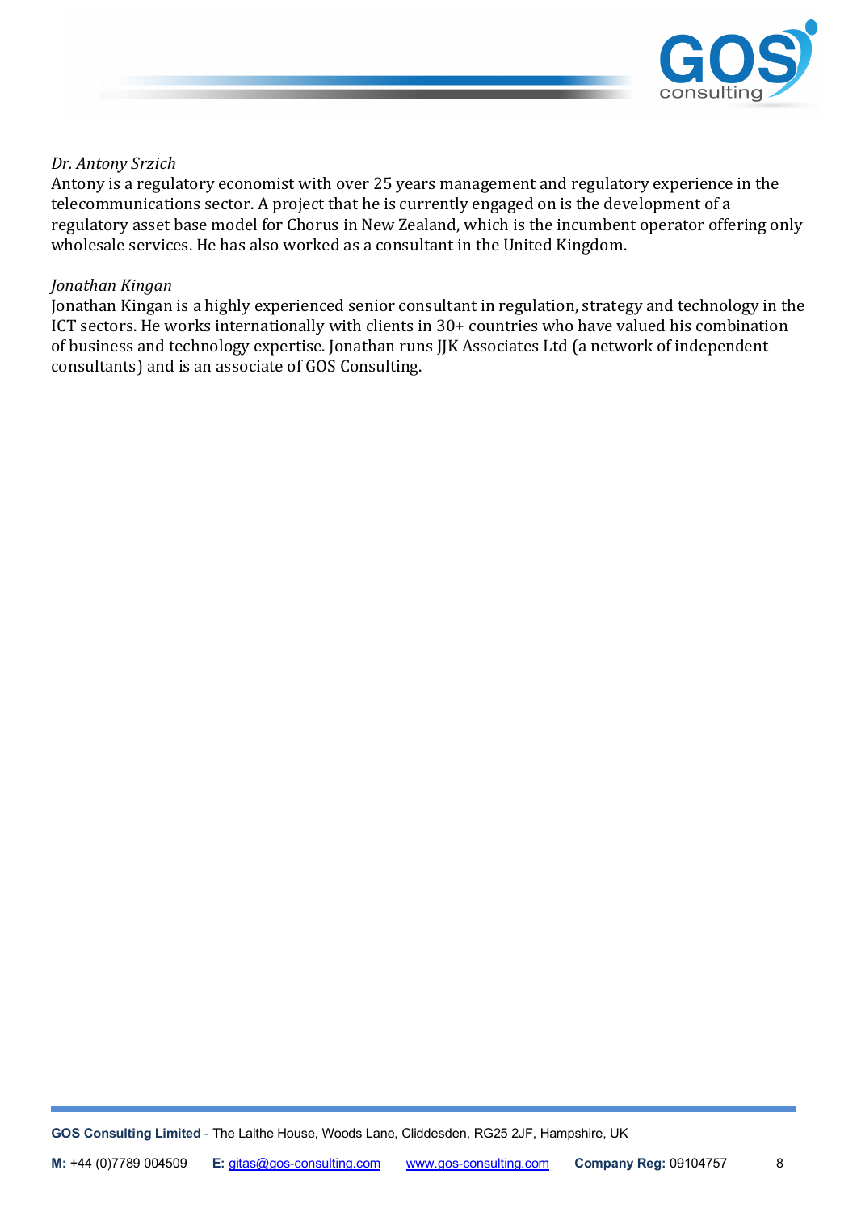*Dr. Antony Srzich*

Antony is a regulatory economist with over 25 years management and regulatory experience in the telecommunications sector. A project that he is currently engaged on is the development of a regulatory asset base model for Chorus in New Zealand, which is the incumbent operator offering only wholesale services. He has also worked as a consultant in the United Kingdom.

*Jonathan Kingan*

Jonathan Kingan is a highly experienced senior consultant in regulation, strategy and technology in the ICT sectors. He works internationally with clients in 30+ countries who have valued his combination of business and technology expertise. Jonathan runs JJK Associates Ltd (a network of independent consultants) and is an associate of GOS Consulting.